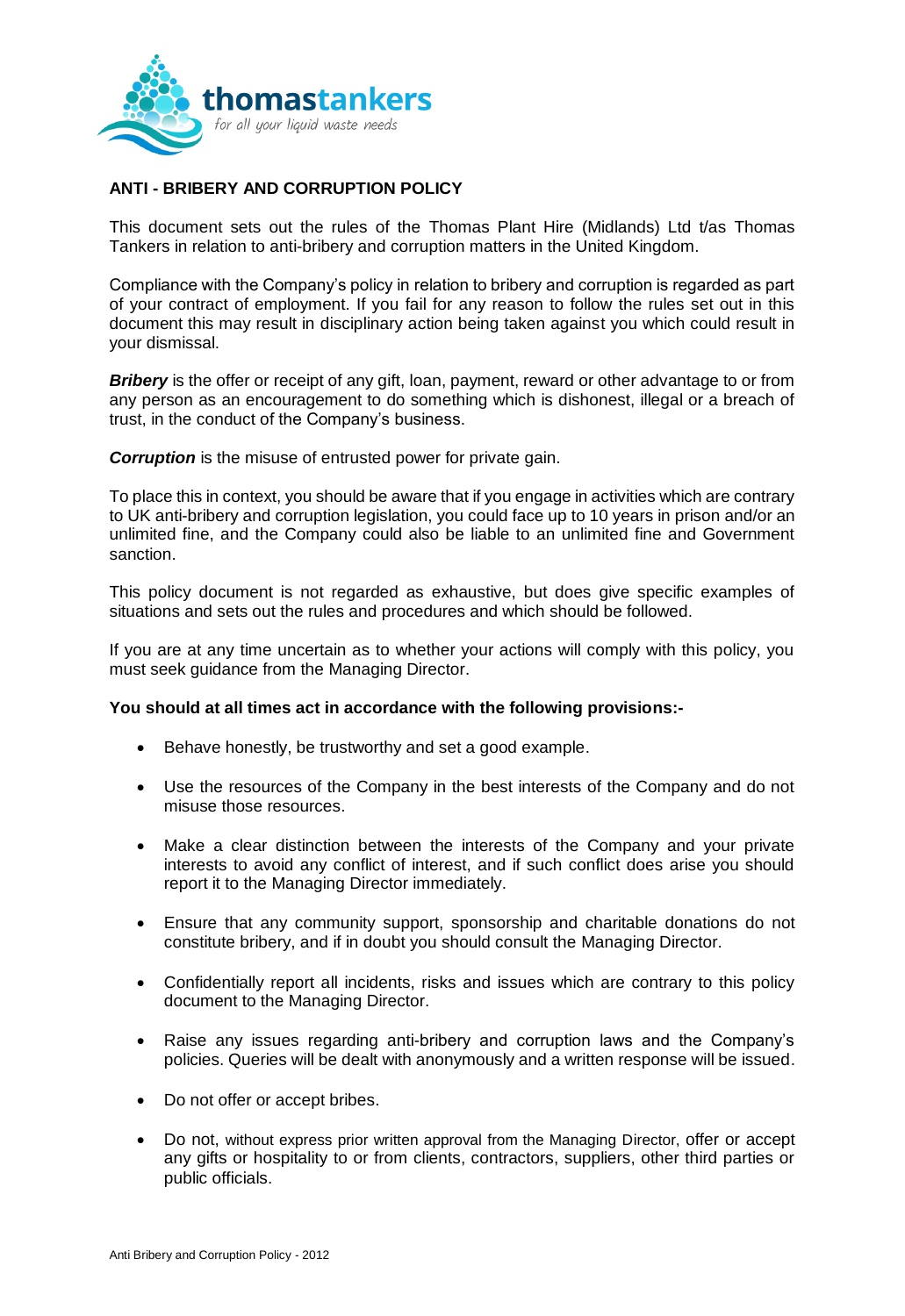# ANTI - BRIBERY AND CORRUPTION POLICY

This document sets out the rules of the Thomas Plant Hire (Midlands) Ltd t/as Thomas Tankers in relation to anti-bribery and corruption matters in the United Kingdom.

Compliance with the Company's policy in relation to bribery and corruption is regarded as part of your contract of employment. If you fail for any reason to follow the rules set out in this document this may result in disciplinary action being taken against you which could result in your dismissal.

***Bribery*** is the offer or receipt of any gift, loan, payment, reward or other advantage to or from any person as an encouragement to do something which is dishonest, illegal or a breach of trust, in the conduct of the Company's business.

***Corruption*** is the misuse of entrusted power for private gain.

To place this in context, you should be aware that if you engage in activities which are contrary to UK anti-bribery and corruption legislation, you could face up to 10 years in prison and/or an unlimited fine, and the Company could also be liable to an unlimited fine and Government sanction.

This policy document is not regarded as exhaustive, but does give specific examples of situations and sets out the rules and procedures and which should be followed.

If you are at any time uncertain as to whether your actions will comply with this policy, you must seek guidance from the Managing Director.

**You should at all times act in accordance with the following provisions:-**

- Behave honestly, be trustworthy and set a good example.
- Use the resources of the Company in the best interests of the Company and do not misuse those resources.
- Make a clear distinction between the interests of the Company and your private interests to avoid any conflict of interest, and if such conflict does arise you should report it to the Managing Director immediately.
- Ensure that any community support, sponsorship and charitable donations do not constitute bribery, and if in doubt you should consult the Managing Director.
- Confidentially report all incidents, risks and issues which are contrary to this policy document to the Managing Director.
- Raise any issues regarding anti-bribery and corruption laws and the Company's policies. Queries will be dealt with anonymously and a written response will be issued.
- Do not offer or accept bribes.
- Do not, without express prior written approval from the Managing Director, offer or accept any gifts or hospitality to or from clients, contractors, suppliers, other third parties or public officials.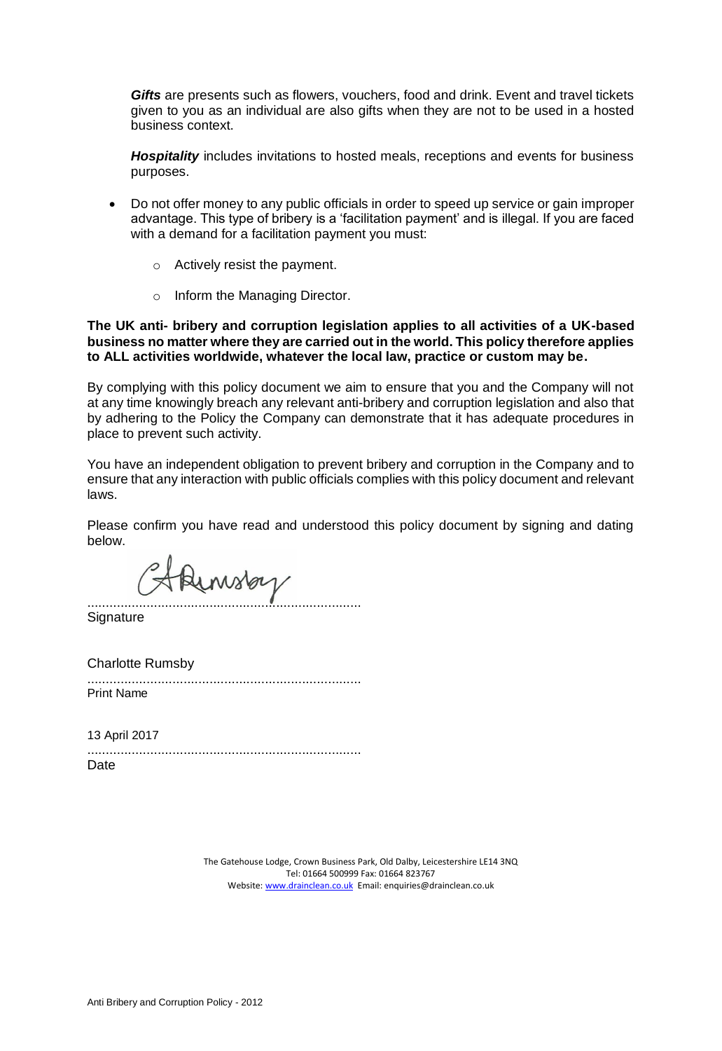***Gifts*** are presents such as flowers, vouchers, food and drink. Event and travel tickets given to you as an individual are also gifts when they are not to be used in a hosted business context.

***Hospitality*** includes invitations to hosted meals, receptions and events for business purposes.

- Do not offer money to any public officials in order to speed up service or gain improper advantage. This type of bribery is a 'facilitation payment' and is illegal. If you are faced with a demand for a facilitation payment you must:
  - Actively resist the payment.
  - Inform the Managing Director.

**The UK anti- bribery and corruption legislation applies to all activities of a UK-based business no matter where they are carried out in the world. This policy therefore applies to ALL activities worldwide, whatever the local law, practice or custom may be.**

By complying with this policy document we aim to ensure that you and the Company will not at any time knowingly breach any relevant anti-bribery and corruption legislation and also that by adhering to the Policy the Company can demonstrate that it has adequate procedures in place to prevent such activity.

You have an independent obligation to prevent bribery and corruption in the Company and to ensure that any interaction with public officials complies with this policy document and relevant laws.

Please confirm you have read and understood this policy document by signing and dating below.

C Rumsby
..........................................................................
Signature

Charlotte Rumsby
..........................................................................
Print Name

13 April 2017
..........................................................................
Date

The Gatehouse Lodge, Crown Business Park, Old Dalby, Leicestershire LE14 3NQ
Tel: 01664 500999 Fax: 01664 823767
Website: www.drainclean.co.uk Email: enquiries@drainclean.co.uk

Anti Bribery and Corruption Policy - 2012